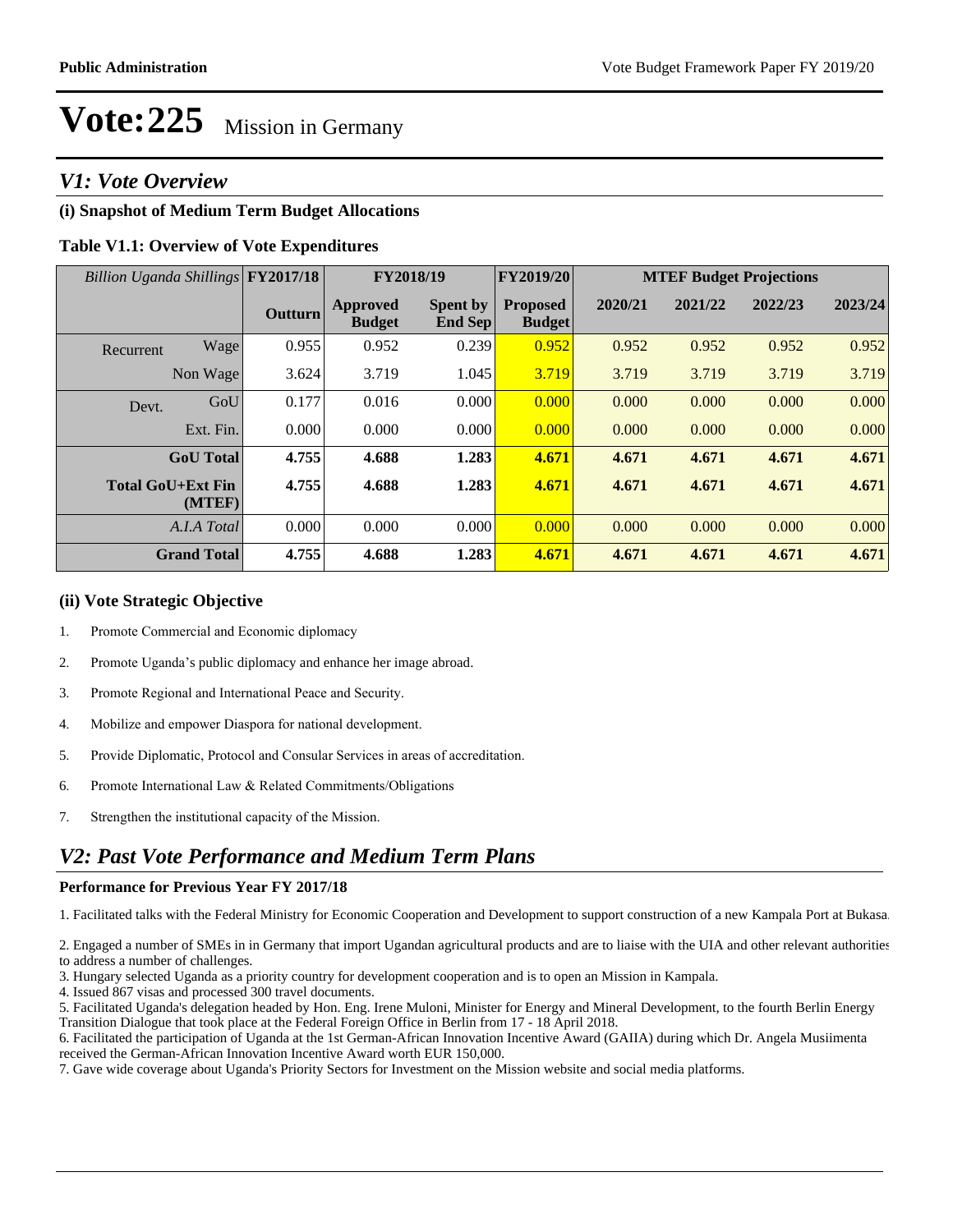# Vote:225 Mission in Germany

## V1: Vote Overview

### (i) Snapshot of Medium Term Budget Allocations

**Table V1.1: Overview of Vote Expenditures**

| *Billion Uganda Shillings* | | FY2017/18 | FY2018/19 | | FY2019/20 | MTEF Budget Projections | | | |
|---|---|---|---|---|---|---|---|---|---|
| | | **Outturn** | **Approved Budget** | **Spent by End Sep** | **Proposed Budget** | **2020/21** | **2021/22** | **2022/23** | **2023/24** |
| Recurrent | Wage | 0.955 | 0.952 | 0.239 | 0.952 | 0.952 | 0.952 | 0.952 | 0.952 |
| | Non Wage | 3.624 | 3.719 | 1.045 | 3.719 | 3.719 | 3.719 | 3.719 | 3.719 |
| Devt. | GoU | 0.177 | 0.016 | 0.000 | 0.000 | 0.000 | 0.000 | 0.000 | 0.000 |
| | Ext. Fin. | 0.000 | 0.000 | 0.000 | 0.000 | 0.000 | 0.000 | 0.000 | 0.000 |
| | **GoU Total** | **4.755** | **4.688** | **1.283** | **4.671** | **4.671** | **4.671** | **4.671** | **4.671** |
| | **Total GoU+Ext Fin (MTEF)** | **4.755** | **4.688** | **1.283** | **4.671** | **4.671** | **4.671** | **4.671** | **4.671** |
| | *A.I.A Total* | 0.000 | 0.000 | 0.000 | 0.000 | 0.000 | 0.000 | 0.000 | 0.000 |
| | **Grand Total** | **4.755** | **4.688** | **1.283** | **4.671** | **4.671** | **4.671** | **4.671** | **4.671** |

### (ii) Vote Strategic Objective

1. Promote Commercial and Economic diplomacy
2. Promote Uganda's public diplomacy and enhance her image abroad.
3. Promote Regional and International Peace and Security.
4. Mobilize and empower Diaspora for national development.
5. Provide Diplomatic, Protocol and Consular Services in areas of accreditation.
6. Promote International Law & Related Commitments/Obligations
7. Strengthen the institutional capacity of the Mission.

## V2: Past Vote Performance and Medium Term Plans

**Performance for Previous Year FY 2017/18**

1. Facilitated talks with the Federal Ministry for Economic Cooperation and Development to support construction of a new Kampala Port at Bukasa.

2. Engaged a number of SMEs in in Germany that import Ugandan agricultural products and are to liaise with the UIA and other relevant authorities to address a number of challenges.
3. Hungary selected Uganda as a priority country for development cooperation and is to open an Mission in Kampala.
4. Issued 867 visas and processed 300 travel documents.
5. Facilitated Uganda's delegation headed by Hon. Eng. Irene Muloni, Minister for Energy and Mineral Development, to the fourth Berlin Energy Transition Dialogue that took place at the Federal Foreign Office in Berlin from 17 - 18 April 2018.
6. Facilitated the participation of Uganda at the 1st German-African Innovation Incentive Award (GAIIA) during which Dr. Angela Musiimenta received the German-African Innovation Incentive Award worth EUR 150,000.
7. Gave wide coverage about Uganda's Priority Sectors for Investment on the Mission website and social media platforms.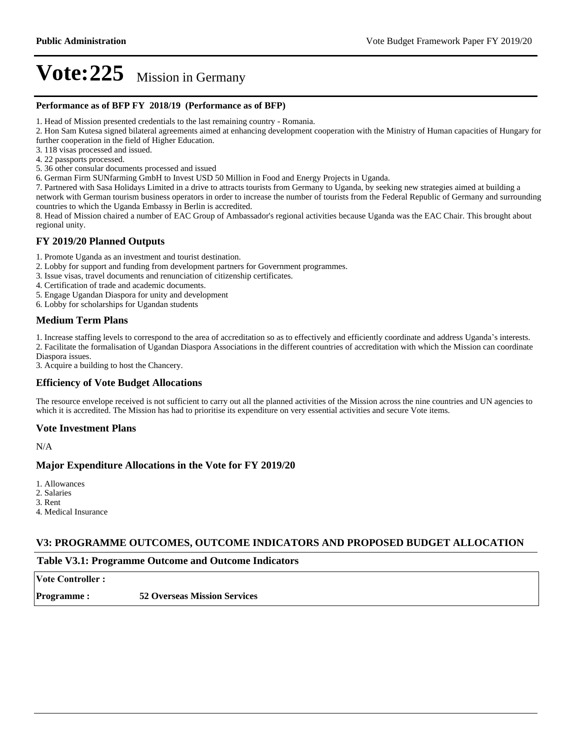# Vote:225 Mission in Germany

**Performance as of BFP FY 2018/19 (Performance as of BFP)**

1. Head of Mission presented credentials to the last remaining country - Romania.
2. Hon Sam Kutesa signed bilateral agreements aimed at enhancing development cooperation with the Ministry of Human capacities of Hungary for further cooperation in the field of Higher Education.
3. 118 visas processed and issued.
4. 22 passports processed.
5. 36 other consular documents processed and issued
6. German Firm SUNfarming GmbH to Invest USD 50 Million in Food and Energy Projects in Uganda.
7. Partnered with Sasa Holidays Limited in a drive to attracts tourists from Germany to Uganda, by seeking new strategies aimed at building a network with German tourism business operators in order to increase the number of tourists from the Federal Republic of Germany and surrounding countries to which the Uganda Embassy in Berlin is accredited.
8. Head of Mission chaired a number of EAC Group of Ambassador's regional activities because Uganda was the EAC Chair. This brought about regional unity.

## FY 2019/20 Planned Outputs

1. Promote Uganda as an investment and tourist destination.
2. Lobby for support and funding from development partners for Government programmes.
3. Issue visas, travel documents and renunciation of citizenship certificates.
4. Certification of trade and academic documents.
5. Engage Ugandan Diaspora for unity and development
6. Lobby for scholarships for Ugandan students

## Medium Term Plans

1. Increase staffing levels to correspond to the area of accreditation so as to effectively and efficiently coordinate and address Uganda's interests.
2. Facilitate the formalisation of Ugandan Diaspora Associations in the different countries of accreditation with which the Mission can coordinate Diaspora issues.
3. Acquire a building to host the Chancery.

## Efficiency of Vote Budget Allocations

The resource envelope received is not sufficient to carry out all the planned activities of the Mission across the nine countries and UN agencies to which it is accredited. The Mission has had to prioritise its expenditure on very essential activities and secure Vote items.

## Vote Investment Plans

N/A

## Major Expenditure Allocations in the Vote for FY 2019/20

1. Allowances
2. Salaries
3. Rent
4. Medical Insurance

## V3: PROGRAMME OUTCOMES, OUTCOME INDICATORS AND PROPOSED BUDGET ALLOCATION

**Table V3.1: Programme Outcome and Outcome Indicators**

| **Vote Controller :** | |
|---|---|
| **Programme :** | **52 Overseas Mission Services** |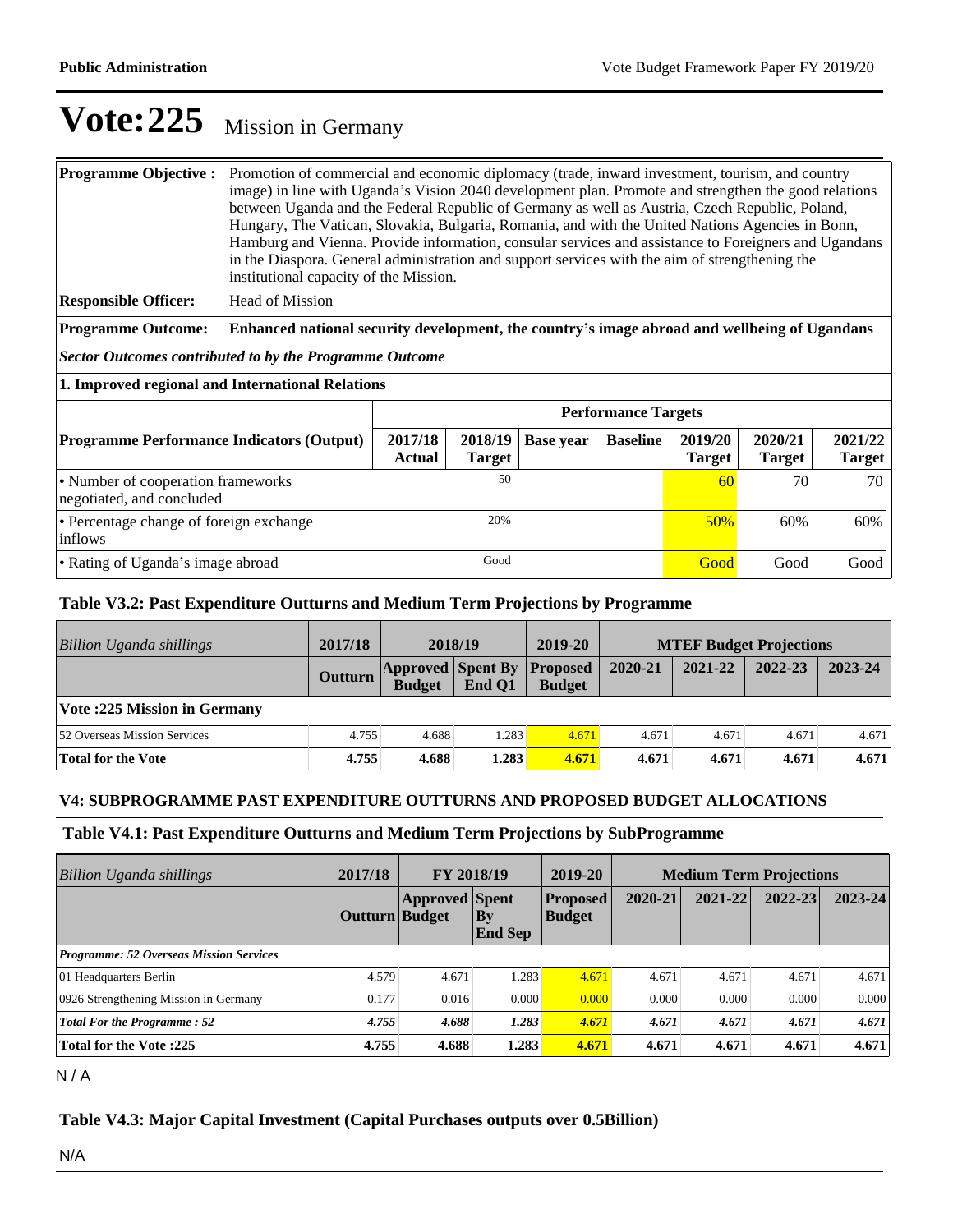# Vote:225 Mission in Germany

| | |
|---|---|
| **Programme Objective :** | Promotion of commercial and economic diplomacy (trade, inward investment, tourism, and country image) in line with Uganda's Vision 2040 development plan. Promote and strengthen the good relations between Uganda and the Federal Republic of Germany as well as Austria, Czech Republic, Poland, Hungary, The Vatican, Slovakia, Bulgaria, Romania, and with the United Nations Agencies in Bonn, Hamburg and Vienna. Provide information, consular services and assistance to Foreigners and Ugandans in the Diaspora. General administration and support services with the aim of strengthening the institutional capacity of the Mission. |
| **Responsible Officer:** | Head of Mission |
| **Programme Outcome:** | **Enhanced national security development, the country's image abroad and wellbeing of Ugandans** |

***Sector Outcomes contributed to by the Programme Outcome***

**1. Improved regional and International Relations**

| | Performance Targets | | | | | | |
|---|---|---|---|---|---|---|---|
| **Programme Performance Indicators (Output)** | **2017/18 Actual** | **2018/19 Target** | **Base year** | **Baseline** | **2019/20 Target** | **2020/21 Target** | **2021/22 Target** |
| • Number of cooperation frameworks negotiated, and concluded | | 50 | | | 60 | 70 | 70 |
| • Percentage change of foreign exchange inflows | | 20% | | | 50% | 60% | 60% |
| • Rating of Uganda's image abroad | | Good | | | Good | Good | Good |

### Table V3.2: Past Expenditure Outturns and Medium Term Projections by Programme

| *Billion Uganda shillings* | 2017/18 | 2018/19 | | 2019-20 | MTEF Budget Projections | | | |
|---|---|---|---|---|---|---|---|---|
| | **Outturn** | **Approved Budget** | **Spent By End Q1** | **Proposed Budget** | **2020-21** | **2021-22** | **2022-23** | **2023-24** |
| **Vote :225 Mission in Germany** | | | | | | | | |
| 52 Overseas Mission Services | 4.755 | 4.688 | 1.283 | 4.671 | 4.671 | 4.671 | 4.671 | 4.671 |
| **Total for the Vote** | **4.755** | **4.688** | **1.283** | **4.671** | **4.671** | **4.671** | **4.671** | **4.671** |

### V4: SUBPROGRAMME PAST EXPENDITURE OUTTURNS AND PROPOSED BUDGET ALLOCATIONS

### Table V4.1: Past Expenditure Outturns and Medium Term Projections by SubProgramme

| *Billion Uganda shillings* | 2017/18 | FY 2018/19 | | 2019-20 | Medium Term Projections | | | |
|---|---|---|---|---|---|---|---|---|
| | **Outturn** | **Approved Budget** | **Spent By End Sep** | **Proposed Budget** | **2020-21** | **2021-22** | **2022-23** | **2023-24** |
| ***Programme: 52 Overseas Mission Services*** | | | | | | | | |
| 01 Headquarters Berlin | 4.579 | 4.671 | 1.283 | 4.671 | 4.671 | 4.671 | 4.671 | 4.671 |
| 0926 Strengthening Mission in Germany | 0.177 | 0.016 | 0.000 | 0.000 | 0.000 | 0.000 | 0.000 | 0.000 |
| ***Total For the Programme : 52*** | ***4.755*** | ***4.688*** | ***1.283*** | ***4.671*** | ***4.671*** | ***4.671*** | ***4.671*** | ***4.671*** |
| **Total for the Vote :225** | **4.755** | **4.688** | **1.283** | **4.671** | **4.671** | **4.671** | **4.671** | **4.671** |

N / A

### Table V4.3: Major Capital Investment (Capital Purchases outputs over 0.5Billion)

N/A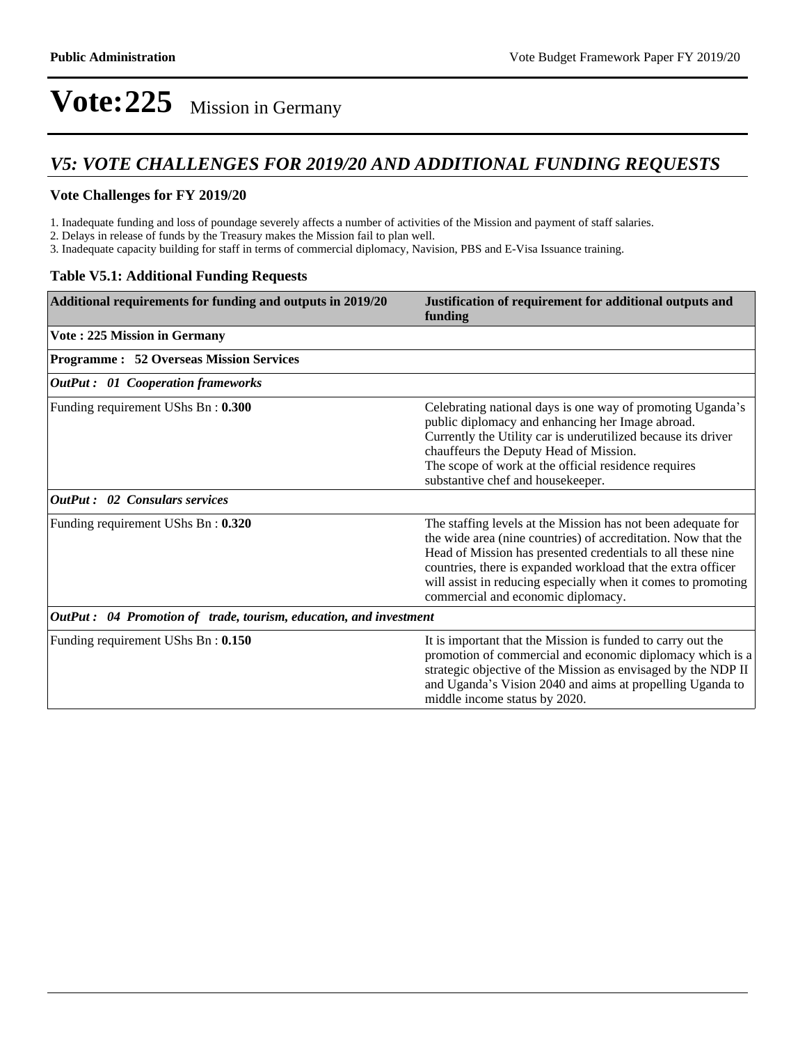# Vote:225 Mission in Germany

## V5: VOTE CHALLENGES FOR 2019/20 AND ADDITIONAL FUNDING REQUESTS

### Vote Challenges for FY 2019/20

1. Inadequate funding and loss of poundage severely affects a number of activities of the Mission and payment of staff salaries.
2. Delays in release of funds by the Treasury makes the Mission fail to plan well.
3. Inadequate capacity building for staff in terms of commercial diplomacy, Navision, PBS and E-Visa Issuance training.

### Table V5.1: Additional Funding Requests

| Additional requirements for funding and outputs in 2019/20 | Justification of requirement for additional outputs and funding |
|---|---|
| **Vote : 225 Mission in Germany** | |
| **Programme : 52 Overseas Mission Services** | |
| ***OutPut : 01 Cooperation frameworks*** | |
| Funding requirement UShs Bn : **0.300** | Celebrating national days is one way of promoting Uganda's public diplomacy and enhancing her Image abroad. Currently the Utility car is underutilized because its driver chauffeurs the Deputy Head of Mission. The scope of work at the official residence requires substantive chef and housekeeper. |
| ***OutPut : 02 Consulars services*** | |
| Funding requirement UShs Bn : **0.320** | The staffing levels at the Mission has not been adequate for the wide area (nine countries) of accreditation. Now that the Head of Mission has presented credentials to all these nine countries, there is expanded workload that the extra officer will assist in reducing especially when it comes to promoting commercial and economic diplomacy. |
| ***OutPut : 04 Promotion of trade, tourism, education, and investment*** | |
| Funding requirement UShs Bn : **0.150** | It is important that the Mission is funded to carry out the promotion of commercial and economic diplomacy which is a strategic objective of the Mission as envisaged by the NDP II and Uganda's Vision 2040 and aims at propelling Uganda to middle income status by 2020. |